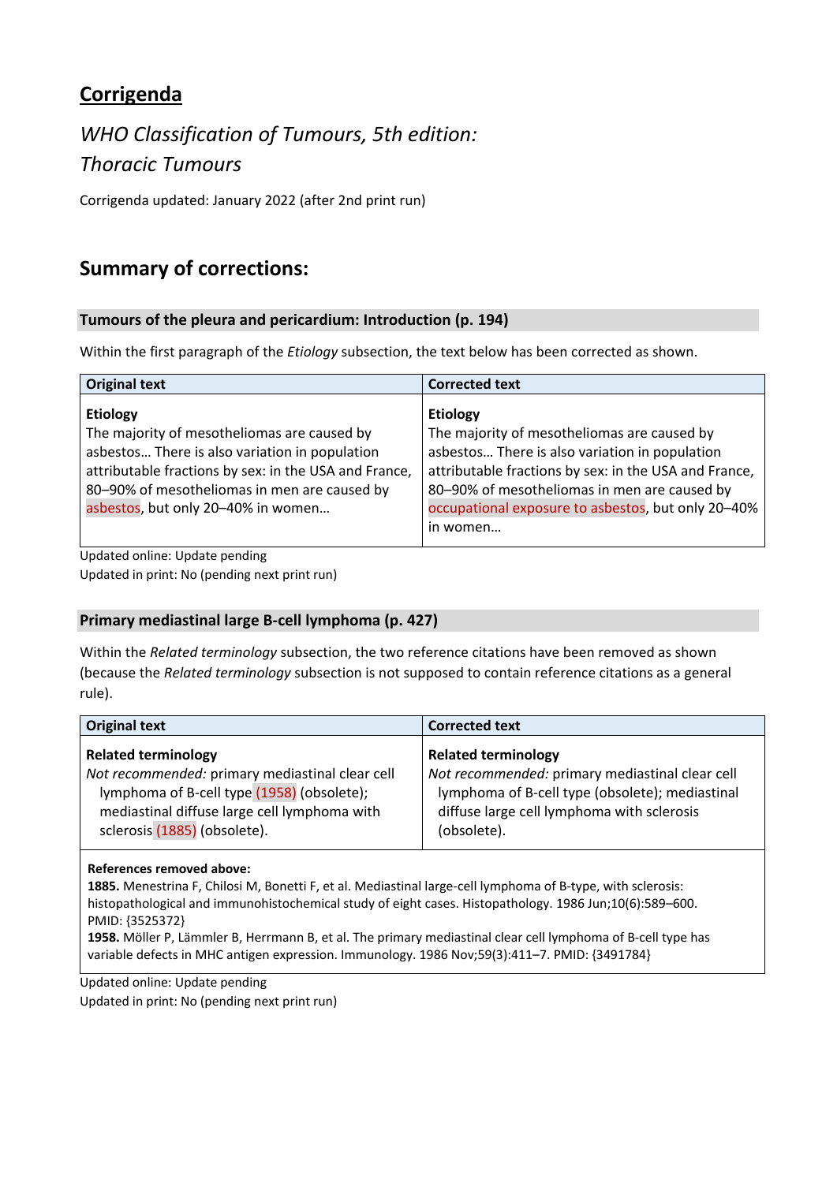## Corrigenda

### *WHO Classification of Tumours, 5th edition: Thoracic Tumours*

Corrigenda updated: January 2022 (after 2nd print run)

## Summary of corrections:

### Tumours of the pleura and pericardium: Introduction (p. 194)

Within the first paragraph of the *Etiology* subsection, the text below has been corrected as shown.

| Original text | Corrected text |
|---|---|
| **Etiology**<br>The majority of mesotheliomas are caused by asbestos… There is also variation in population attributable fractions by sex: in the USA and France, 80–90% of mesotheliomas in men are caused by asbestos, but only 20–40% in women… | **Etiology**<br>The majority of mesotheliomas are caused by asbestos… There is also variation in population attributable fractions by sex: in the USA and France, 80–90% of mesotheliomas in men are caused by occupational exposure to asbestos, but only 20–40% in women… |

Updated online: Update pending
Updated in print: No (pending next print run)

### Primary mediastinal large B-cell lymphoma (p. 427)

Within the *Related terminology* subsection, the two reference citations have been removed as shown (because the *Related terminology* subsection is not supposed to contain reference citations as a general rule).

| Original text | Corrected text |
|---|---|
| **Related terminology**<br>*Not recommended:* primary mediastinal clear cell lymphoma of B-cell type (1958) (obsolete); mediastinal diffuse large cell lymphoma with sclerosis (1885) (obsolete). | **Related terminology**<br>*Not recommended:* primary mediastinal clear cell lymphoma of B-cell type (obsolete); mediastinal diffuse large cell lymphoma with sclerosis (obsolete). |
| **References removed above:**<br>**1885.** Menestrina F, Chilosi M, Bonetti F, et al. Mediastinal large-cell lymphoma of B-type, with sclerosis: histopathological and immunohistochemical study of eight cases. Histopathology. 1986 Jun;10(6):589–600. PMID: {3525372}<br>**1958.** Möller P, Lämmler B, Herrmann B, et al. The primary mediastinal clear cell lymphoma of B-cell type has variable defects in MHC antigen expression. Immunology. 1986 Nov;59(3):411–7. PMID: {3491784} | |

Updated online: Update pending
Updated in print: No (pending next print run)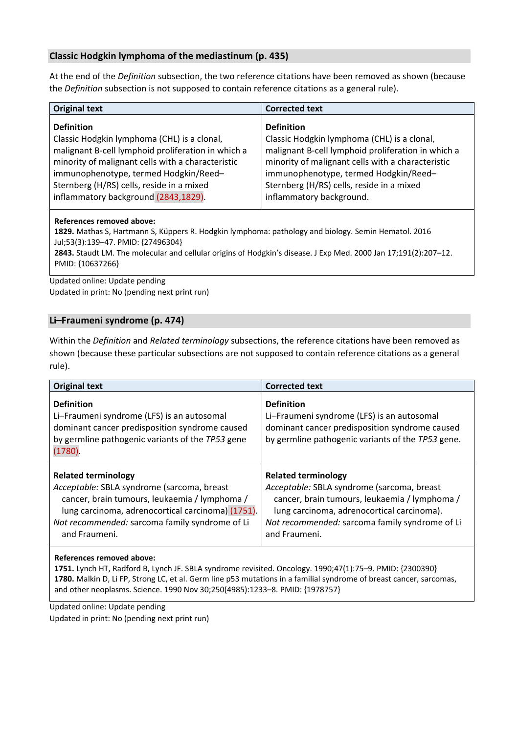## Classic Hodgkin lymphoma of the mediastinum (p. 435)

At the end of the *Definition* subsection, the two reference citations have been removed as shown (because the *Definition* subsection is not supposed to contain reference citations as a general rule).

| Original text | Corrected text |
|---|---|
| **Definition**<br>Classic Hodgkin lymphoma (CHL) is a clonal, malignant B-cell lymphoid proliferation in which a minority of malignant cells with a characteristic immunophenotype, termed Hodgkin/Reed–Sternberg (H/RS) cells, reside in a mixed inflammatory background (2843,1829). | **Definition**<br>Classic Hodgkin lymphoma (CHL) is a clonal, malignant B-cell lymphoid proliferation in which a minority of malignant cells with a characteristic immunophenotype, termed Hodgkin/Reed–Sternberg (H/RS) cells, reside in a mixed inflammatory background. |
| **References removed above:**<br>**1829.** Mathas S, Hartmann S, Küppers R. Hodgkin lymphoma: pathology and biology. Semin Hematol. 2016 Jul;53(3):139–47. PMID: {27496304}<br>**2843.** Staudt LM. The molecular and cellular origins of Hodgkin's disease. J Exp Med. 2000 Jan 17;191(2):207–12. PMID: {10637266} | |

Updated online: Update pending
Updated in print: No (pending next print run)

## Li–Fraumeni syndrome (p. 474)

Within the *Definition* and *Related terminology* subsections, the reference citations have been removed as shown (because these particular subsections are not supposed to contain reference citations as a general rule).

| Original text | Corrected text |
|---|---|
| **Definition**<br>Li–Fraumeni syndrome (LFS) is an autosomal dominant cancer predisposition syndrome caused by germline pathogenic variants of the *TP53* gene (1780). | **Definition**<br>Li–Fraumeni syndrome (LFS) is an autosomal dominant cancer predisposition syndrome caused by germline pathogenic variants of the *TP53* gene. |
| **Related terminology**<br>*Acceptable:* SBLA syndrome (sarcoma, breast cancer, brain tumours, leukaemia / lymphoma / lung carcinoma, adrenocortical carcinoma) (1751).<br>*Not recommended:* sarcoma family syndrome of Li and Fraumeni. | **Related terminology**<br>*Acceptable:* SBLA syndrome (sarcoma, breast cancer, brain tumours, leukaemia / lymphoma / lung carcinoma, adrenocortical carcinoma).<br>*Not recommended:* sarcoma family syndrome of Li and Fraumeni. |
| **References removed above:**<br>**1751.** Lynch HT, Radford B, Lynch JF. SBLA syndrome revisited. Oncology. 1990;47(1):75–9. PMID: {2300390}<br>**1780.** Malkin D, Li FP, Strong LC, et al. Germ line p53 mutations in a familial syndrome of breast cancer, sarcomas, and other neoplasms. Science. 1990 Nov 30;250(4985):1233–8. PMID: {1978757} | |

Updated online: Update pending
Updated in print: No (pending next print run)